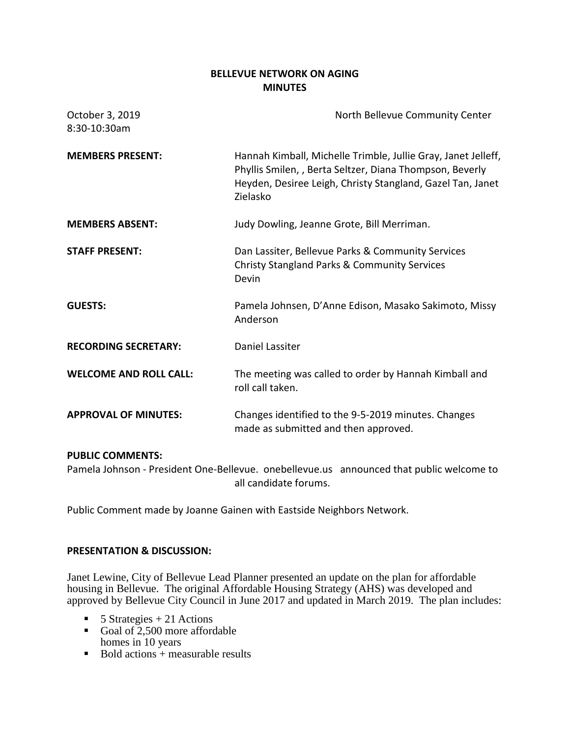# BELLEVUE NETWORK ON AGING
## MINUTES

October 3, 2019 — North Bellevue Community Center
8:30-10:30am

**MEMBERS PRESENT:** Hannah Kimball, Michelle Trimble, Jullie Gray, Janet Jelleff, Phyllis Smilen, , Berta Seltzer, Diana Thompson, Beverly Heyden, Desiree Leigh, Christy Stangland, Gazel Tan, Janet Zielasko

**MEMBERS ABSENT:** Judy Dowling, Jeanne Grote, Bill Merriman.

**STAFF PRESENT:** Dan Lassiter, Bellevue Parks & Community Services
Christy Stangland Parks & Community Services
Devin

**GUESTS:** Pamela Johnsen, D'Anne Edison, Masako Sakimoto, Missy Anderson

**RECORDING SECRETARY:** Daniel Lassiter

**WELCOME AND ROLL CALL:** The meeting was called to order by Hannah Kimball and roll call taken.

**APPROVAL OF MINUTES:** Changes identified to the 9-5-2019 minutes. Changes made as submitted and then approved.

**PUBLIC COMMENTS:**

Pamela Johnson - President One-Bellevue. onebellevue.us announced that public welcome to all candidate forums.

Public Comment made by Joanne Gainen with Eastside Neighbors Network.

**PRESENTATION & DISCUSSION:**

Janet Lewine, City of Bellevue Lead Planner presented an update on the plan for affordable housing in Bellevue. The original Affordable Housing Strategy (AHS) was developed and approved by Bellevue City Council in June 2017 and updated in March 2019. The plan includes:

- 5 Strategies + 21 Actions
- Goal of 2,500 more affordable homes in 10 years
- Bold actions + measurable results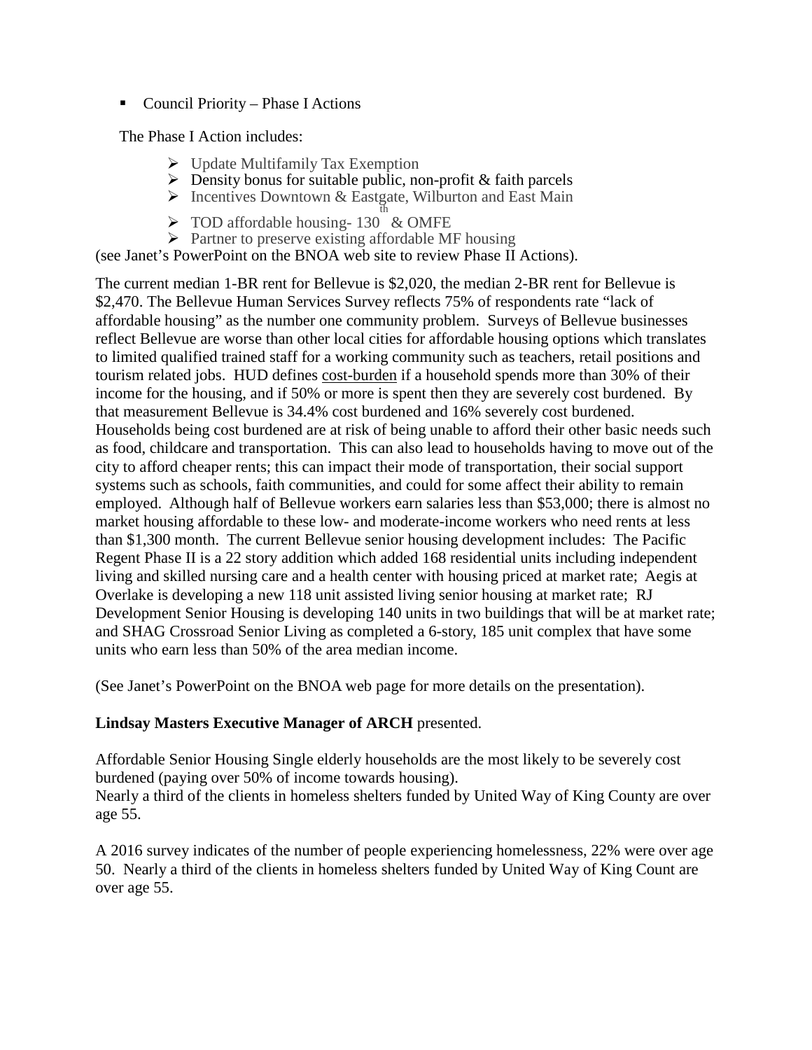- Council Priority – Phase I Actions

The Phase I Action includes:

- Update Multifamily Tax Exemption
- Density bonus for suitable public, non-profit & faith parcels
- Incentives Downtown & Eastgate, Wilburton and East Main
- TOD affordable housing- 130th & OMFE
- Partner to preserve existing affordable MF housing

(see Janet's PowerPoint on the BNOA web site to review Phase II Actions).

The current median 1-BR rent for Bellevue is $2,020, the median 2-BR rent for Bellevue is $2,470. The Bellevue Human Services Survey reflects 75% of respondents rate "lack of affordable housing" as the number one community problem. Surveys of Bellevue businesses reflect Bellevue are worse than other local cities for affordable housing options which translates to limited qualified trained staff for a working community such as teachers, retail positions and tourism related jobs. HUD defines cost-burden if a household spends more than 30% of their income for the housing, and if 50% or more is spent then they are severely cost burdened. By that measurement Bellevue is 34.4% cost burdened and 16% severely cost burdened. Households being cost burdened are at risk of being unable to afford their other basic needs such as food, childcare and transportation. This can also lead to households having to move out of the city to afford cheaper rents; this can impact their mode of transportation, their social support systems such as schools, faith communities, and could for some affect their ability to remain employed. Although half of Bellevue workers earn salaries less than $53,000; there is almost no market housing affordable to these low- and moderate-income workers who need rents at less than $1,300 month. The current Bellevue senior housing development includes: The Pacific Regent Phase II is a 22 story addition which added 168 residential units including independent living and skilled nursing care and a health center with housing priced at market rate; Aegis at Overlake is developing a new 118 unit assisted living senior housing at market rate; RJ Development Senior Housing is developing 140 units in two buildings that will be at market rate; and SHAG Crossroad Senior Living as completed a 6-story, 185 unit complex that have some units who earn less than 50% of the area median income.

(See Janet's PowerPoint on the BNOA web page for more details on the presentation).

**Lindsay Masters Executive Manager of ARCH** presented.

Affordable Senior Housing Single elderly households are the most likely to be severely cost burdened (paying over 50% of income towards housing).
Nearly a third of the clients in homeless shelters funded by United Way of King County are over age 55.

A 2016 survey indicates of the number of people experiencing homelessness, 22% were over age 50. Nearly a third of the clients in homeless shelters funded by United Way of King Count are over age 55.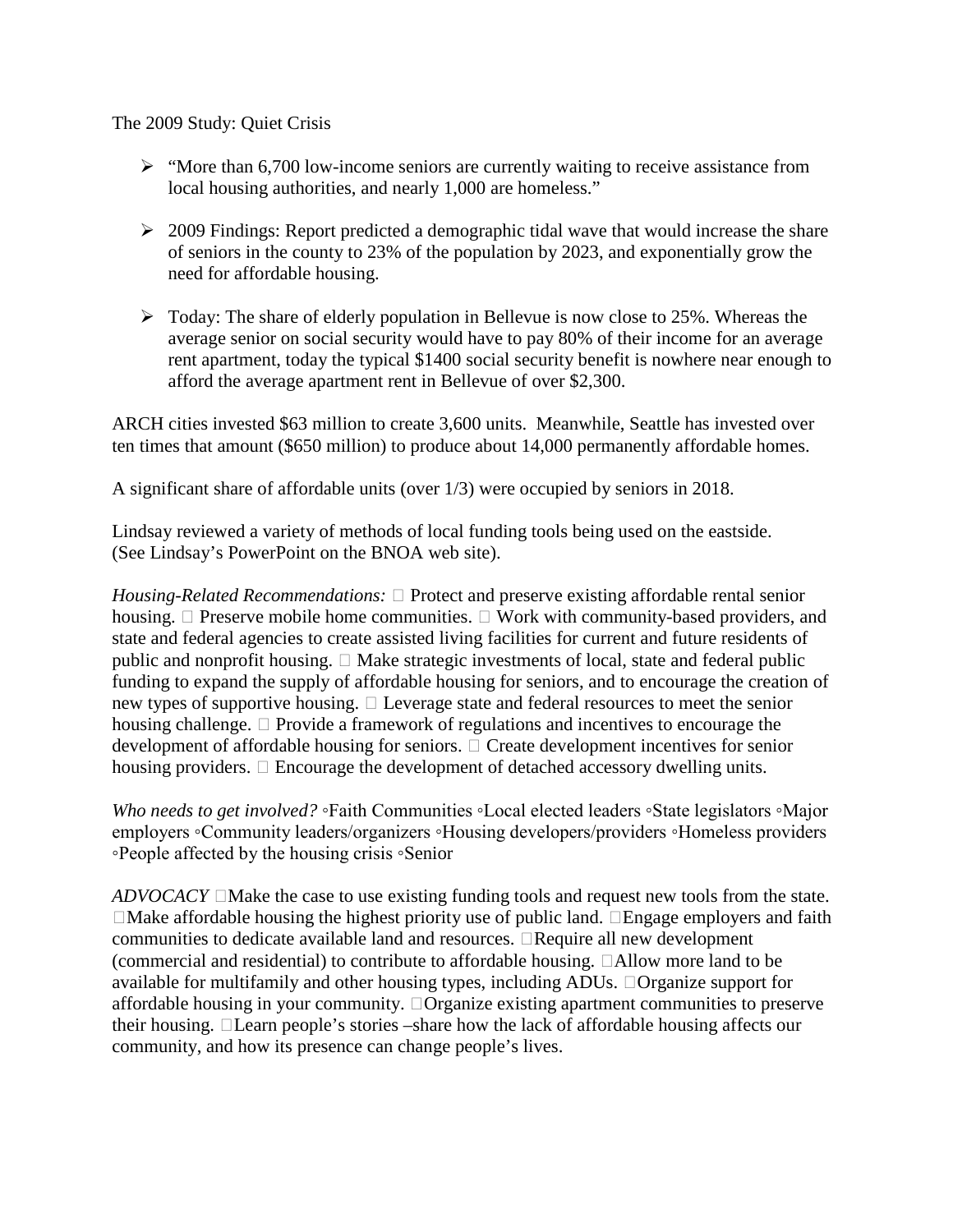The 2009 Study: Quiet Crisis

- "More than 6,700 low-income seniors are currently waiting to receive assistance from local housing authorities, and nearly 1,000 are homeless."

- 2009 Findings: Report predicted a demographic tidal wave that would increase the share of seniors in the county to 23% of the population by 2023, and exponentially grow the need for affordable housing.

- Today: The share of elderly population in Bellevue is now close to 25%. Whereas the average senior on social security would have to pay 80% of their income for an average rent apartment, today the typical $1400 social security benefit is nowhere near enough to afford the average apartment rent in Bellevue of over $2,300.

ARCH cities invested $63 million to create 3,600 units. Meanwhile, Seattle has invested over ten times that amount ($650 million) to produce about 14,000 permanently affordable homes.

A significant share of affordable units (over 1/3) were occupied by seniors in 2018.

Lindsay reviewed a variety of methods of local funding tools being used on the eastside. (See Lindsay's PowerPoint on the BNOA web site).

*Housing-Related Recommendations:*  Protect and preserve existing affordable rental senior housing.  Preserve mobile home communities.  Work with community-based providers, and state and federal agencies to create assisted living facilities for current and future residents of public and nonprofit housing.  Make strategic investments of local, state and federal public funding to expand the supply of affordable housing for seniors, and to encourage the creation of new types of supportive housing.  Leverage state and federal resources to meet the senior housing challenge.  Provide a framework of regulations and incentives to encourage the development of affordable housing for seniors.  Create development incentives for senior housing providers.  Encourage the development of detached accessory dwelling units.

*Who needs to get involved?* ◦Faith Communities ◦Local elected leaders ◦State legislators ◦Major employers ◦Community leaders/organizers ◦Housing developers/providers ◦Homeless providers ◦People affected by the housing crisis ◦Senior

*ADVOCACY* Make the case to use existing funding tools and request new tools from the state. Make affordable housing the highest priority use of public land. Engage employers and faith communities to dedicate available land and resources. Require all new development (commercial and residential) to contribute to affordable housing. Allow more land to be available for multifamily and other housing types, including ADUs. Organize support for affordable housing in your community. Organize existing apartment communities to preserve their housing. Learn people's stories –share how the lack of affordable housing affects our community, and how its presence can change people's lives.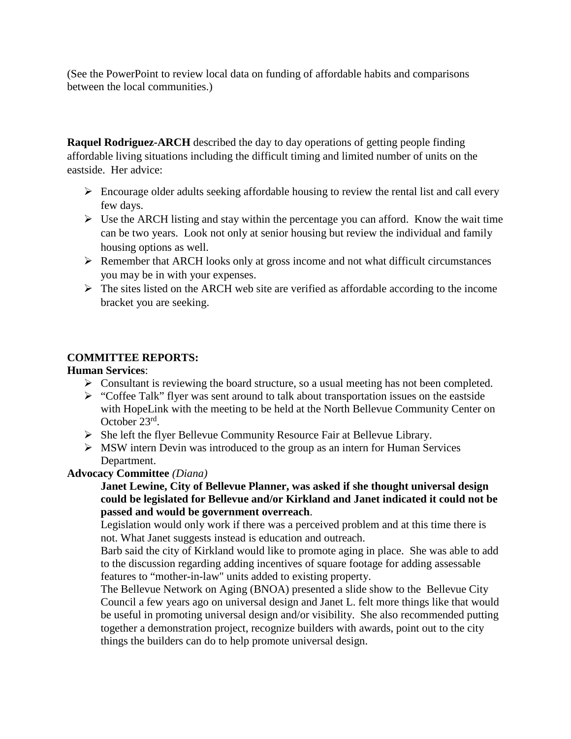(See the PowerPoint to review local data on funding of affordable habits and comparisons between the local communities.)

**Raquel Rodriguez-ARCH** described the day to day operations of getting people finding affordable living situations including the difficult timing and limited number of units on the eastside. Her advice:

- Encourage older adults seeking affordable housing to review the rental list and call every few days.
- Use the ARCH listing and stay within the percentage you can afford. Know the wait time can be two years. Look not only at senior housing but review the individual and family housing options as well.
- Remember that ARCH looks only at gross income and not what difficult circumstances you may be in with your expenses.
- The sites listed on the ARCH web site are verified as affordable according to the income bracket you are seeking.

**COMMITTEE REPORTS:**

**Human Services**:

- Consultant is reviewing the board structure, so a usual meeting has not been completed.
- "Coffee Talk" flyer was sent around to talk about transportation issues on the eastside with HopeLink with the meeting to be held at the North Bellevue Community Center on October 23rd.
- She left the flyer Bellevue Community Resource Fair at Bellevue Library.
- MSW intern Devin was introduced to the group as an intern for Human Services Department.

**Advocacy Committee** *(Diana)*

**Janet Lewine, City of Bellevue Planner, was asked if she thought universal design could be legislated for Bellevue and/or Kirkland and Janet indicated it could not be passed and would be government overreach**.

Legislation would only work if there was a perceived problem and at this time there is not. What Janet suggests instead is education and outreach.

Barb said the city of Kirkland would like to promote aging in place. She was able to add to the discussion regarding adding incentives of square footage for adding assessable features to "mother-in-law" units added to existing property.

The Bellevue Network on Aging (BNOA) presented a slide show to the Bellevue City Council a few years ago on universal design and Janet L. felt more things like that would be useful in promoting universal design and/or visibility. She also recommended putting together a demonstration project, recognize builders with awards, point out to the city things the builders can do to help promote universal design.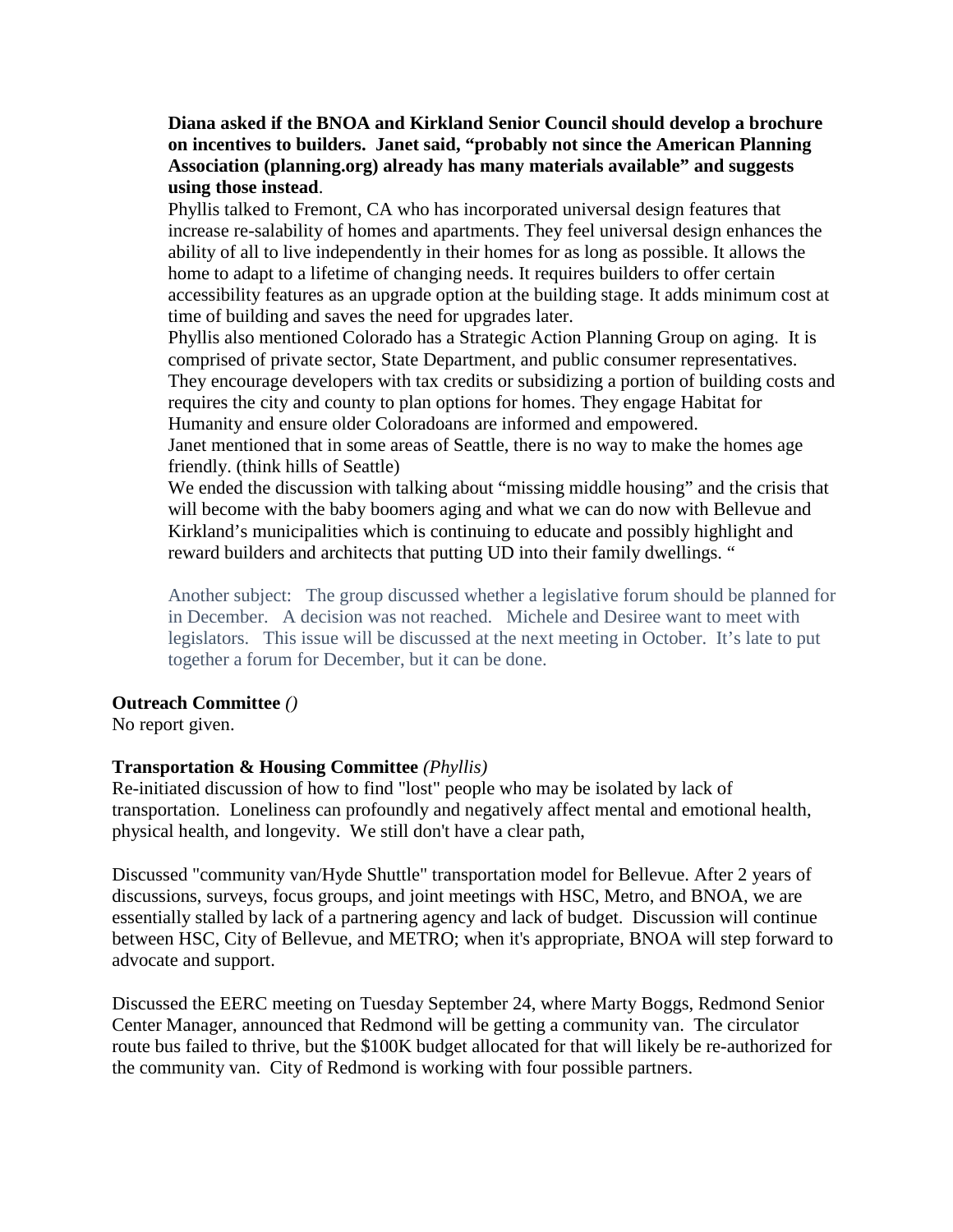**Diana asked if the BNOA and Kirkland Senior Council should develop a brochure on incentives to builders. Janet said, “probably not since the American Planning Association (planning.org) already has many materials available” and suggests using those instead**.

Phyllis talked to Fremont, CA who has incorporated universal design features that increase re-salability of homes and apartments. They feel universal design enhances the ability of all to live independently in their homes for as long as possible. It allows the home to adapt to a lifetime of changing needs. It requires builders to offer certain accessibility features as an upgrade option at the building stage. It adds minimum cost at time of building and saves the need for upgrades later.

Phyllis also mentioned Colorado has a Strategic Action Planning Group on aging. It is comprised of private sector, State Department, and public consumer representatives. They encourage developers with tax credits or subsidizing a portion of building costs and requires the city and county to plan options for homes. They engage Habitat for Humanity and ensure older Coloradoans are informed and empowered.

Janet mentioned that in some areas of Seattle, there is no way to make the homes age friendly. (think hills of Seattle)

We ended the discussion with talking about “missing middle housing” and the crisis that will become with the baby boomers aging and what we can do now with Bellevue and Kirkland’s municipalities which is continuing to educate and possibly highlight and reward builders and architects that putting UD into their family dwellings. “

Another subject: The group discussed whether a legislative forum should be planned for in December. A decision was not reached. Michele and Desiree want to meet with legislators. This issue will be discussed at the next meeting in October. It’s late to put together a forum for December, but it can be done.

**Outreach Committee** *()*
No report given.

**Transportation & Housing Committee** *(Phyllis)*
Re-initiated discussion of how to find "lost" people who may be isolated by lack of transportation. Loneliness can profoundly and negatively affect mental and emotional health, physical health, and longevity. We still don't have a clear path,

Discussed "community van/Hyde Shuttle" transportation model for Bellevue. After 2 years of discussions, surveys, focus groups, and joint meetings with HSC, Metro, and BNOA, we are essentially stalled by lack of a partnering agency and lack of budget. Discussion will continue between HSC, City of Bellevue, and METRO; when it's appropriate, BNOA will step forward to advocate and support.

Discussed the EERC meeting on Tuesday September 24, where Marty Boggs, Redmond Senior Center Manager, announced that Redmond will be getting a community van. The circulator route bus failed to thrive, but the $100K budget allocated for that will likely be re-authorized for the community van. City of Redmond is working with four possible partners.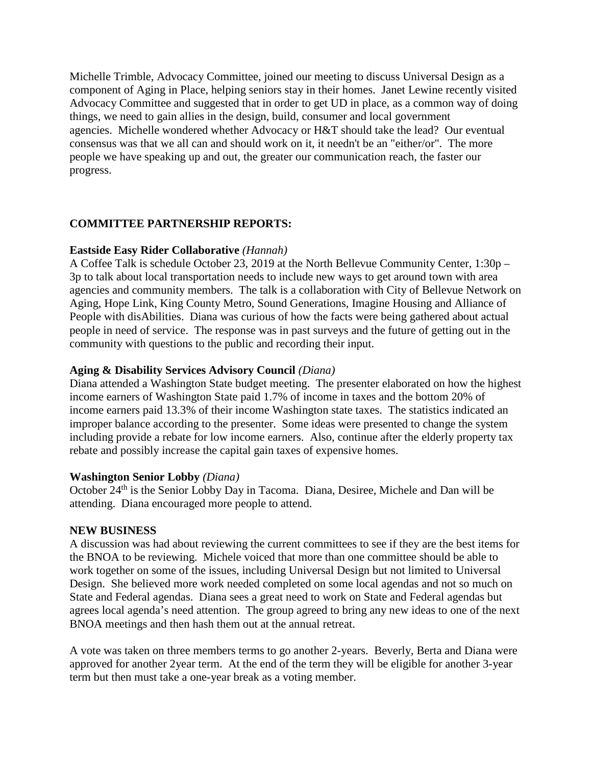Michelle Trimble, Advocacy Committee, joined our meeting to discuss Universal Design as a component of Aging in Place, helping seniors stay in their homes. Janet Lewine recently visited Advocacy Committee and suggested that in order to get UD in place, as a common way of doing things, we need to gain allies in the design, build, consumer and local government agencies. Michelle wondered whether Advocacy or H&T should take the lead? Our eventual consensus was that we all can and should work on it, it needn't be an "either/or". The more people we have speaking up and out, the greater our communication reach, the faster our progress.

**COMMITTEE PARTNERSHIP REPORTS:**

**Eastside Easy Rider Collaborative** *(Hannah)*
A Coffee Talk is schedule October 23, 2019 at the North Bellevue Community Center, 1:30p – 3p to talk about local transportation needs to include new ways to get around town with area agencies and community members. The talk is a collaboration with City of Bellevue Network on Aging, Hope Link, King County Metro, Sound Generations, Imagine Housing and Alliance of People with disAbilities. Diana was curious of how the facts were being gathered about actual people in need of service. The response was in past surveys and the future of getting out in the community with questions to the public and recording their input.

**Aging & Disability Services Advisory Council** *(Diana)*
Diana attended a Washington State budget meeting. The presenter elaborated on how the highest income earners of Washington State paid 1.7% of income in taxes and the bottom 20% of income earners paid 13.3% of their income Washington state taxes. The statistics indicated an improper balance according to the presenter. Some ideas were presented to change the system including provide a rebate for low income earners. Also, continue after the elderly property tax rebate and possibly increase the capital gain taxes of expensive homes.

**Washington Senior Lobby** *(Diana)*
October 24th is the Senior Lobby Day in Tacoma. Diana, Desiree, Michele and Dan will be attending. Diana encouraged more people to attend.

**NEW BUSINESS**
A discussion was had about reviewing the current committees to see if they are the best items for the BNOA to be reviewing. Michele voiced that more than one committee should be able to work together on some of the issues, including Universal Design but not limited to Universal Design. She believed more work needed completed on some local agendas and not so much on State and Federal agendas. Diana sees a great need to work on State and Federal agendas but agrees local agenda's need attention. The group agreed to bring any new ideas to one of the next BNOA meetings and then hash them out at the annual retreat.

A vote was taken on three members terms to go another 2-years. Beverly, Berta and Diana were approved for another 2year term. At the end of the term they will be eligible for another 3-year term but then must take a one-year break as a voting member.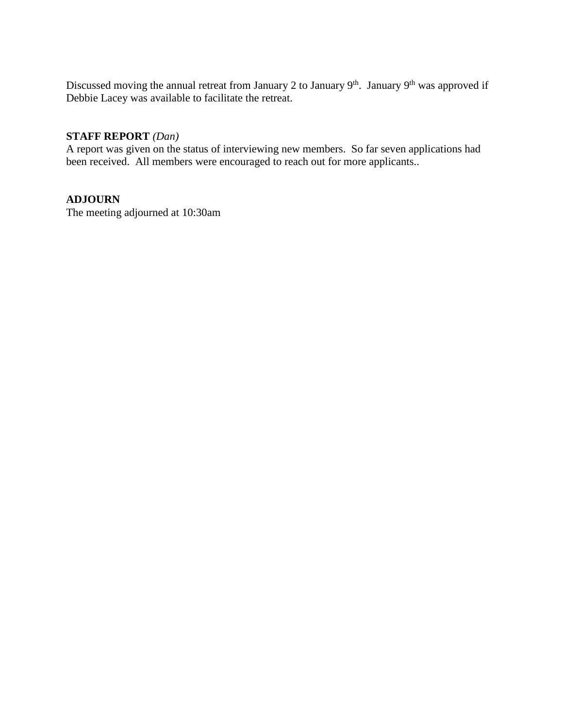Discussed moving the annual retreat from January 2 to January 9th. January 9th was approved if Debbie Lacey was available to facilitate the retreat.

**STAFF REPORT** *(Dan)*
A report was given on the status of interviewing new members. So far seven applications had been received. All members were encouraged to reach out for more applicants..

**ADJOURN**
The meeting adjourned at 10:30am